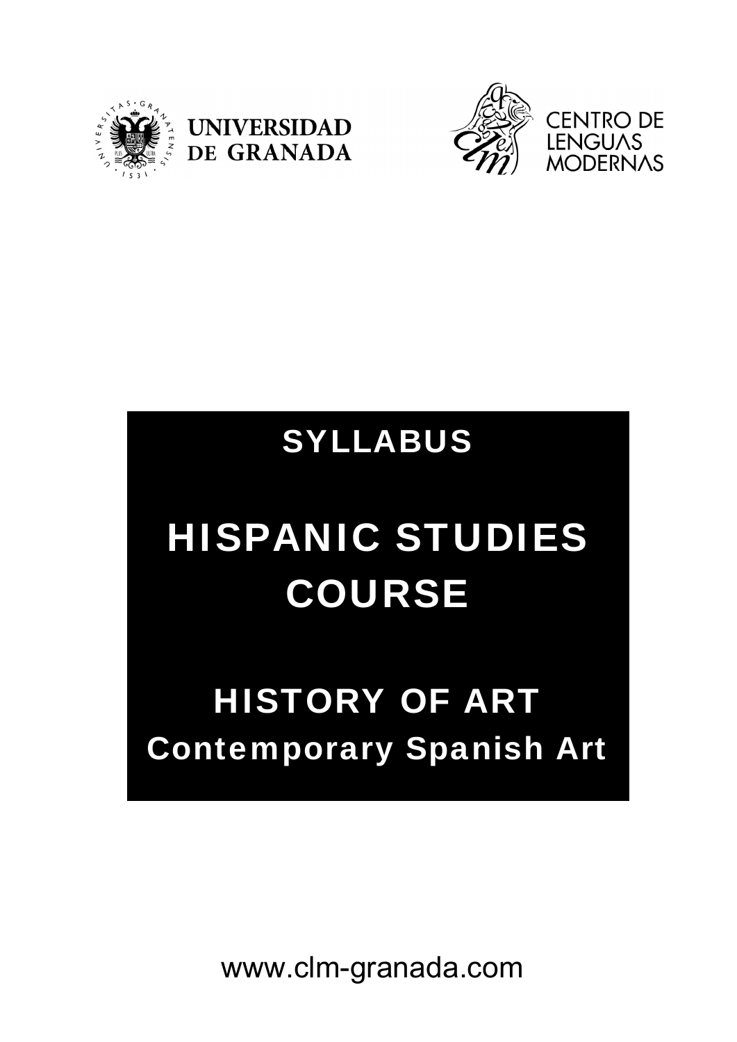UNIVERSIDAD DE GRANADA

CENTRO DE LENGUAS MODERNAS

# SYLLABUS

# HISPANIC STUDIES COURSE

## HISTORY OF ART

## Contemporary Spanish Art

www.clm-granada.com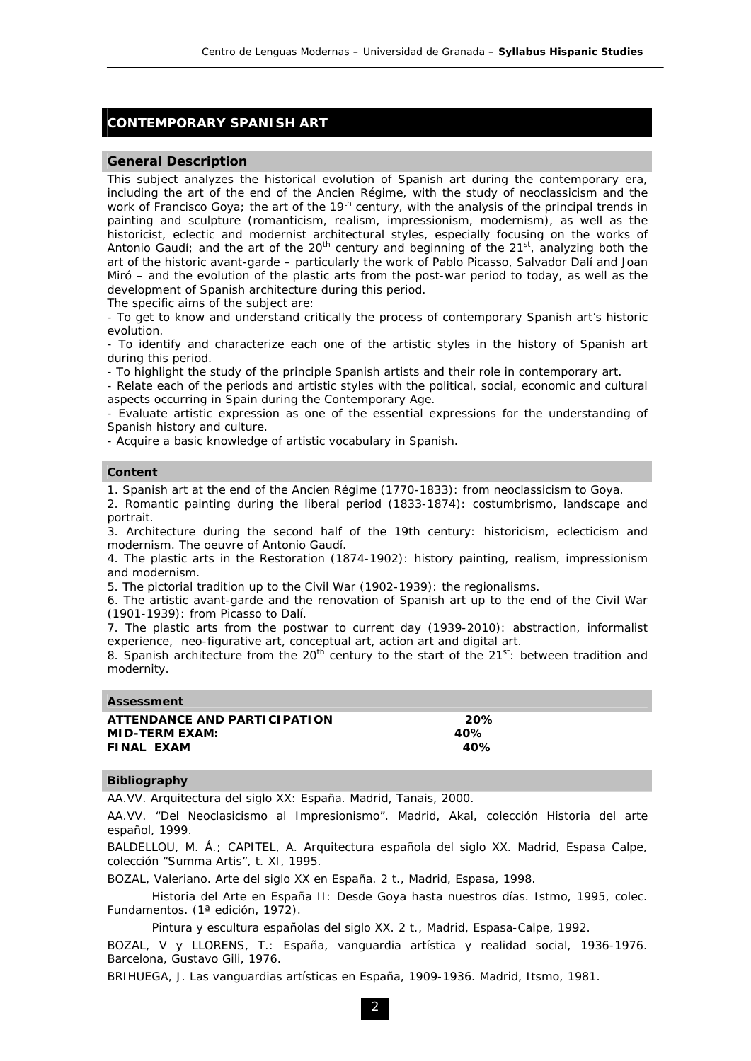# CONTEMPORARY SPANISH ART

## General Description

This subject analyzes the historical evolution of Spanish art during the contemporary era, including the art of the end of the Ancien Régime, with the study of neoclassicism and the work of Francisco Goya; the art of the $19^{th}$ century, with the analysis of the principal trends in painting and sculpture (romanticism, realism, impressionism, modernism), as well as the historicist, eclectic and modernist architectural styles, especially focusing on the works of Antonio Gaudí; and the art of the $20^{th}$ century and beginning of the $21^{st}$, analyzing both the art of the historic avant-garde – particularly the work of Pablo Picasso, Salvador Dalí and Joan Miró – and the evolution of the plastic arts from the post-war period to today, as well as the development of Spanish architecture during this period.

The specific aims of the subject are:

- To get to know and understand critically the process of contemporary Spanish art's historic evolution.
- To identify and characterize each one of the artistic styles in the history of Spanish art during this period.
- To highlight the study of the principle Spanish artists and their role in contemporary art.
- Relate each of the periods and artistic styles with the political, social, economic and cultural aspects occurring in Spain during the Contemporary Age.
- Evaluate artistic expression as one of the essential expressions for the understanding of Spanish history and culture.
- Acquire a basic knowledge of artistic vocabulary in Spanish.

## Content

1. Spanish art at the end of the Ancien Régime (1770-1833): from neoclassicism to Goya.
2. Romantic painting during the liberal period (1833-1874): costumbrismo, landscape and portrait.
3. Architecture during the second half of the 19th century: historicism, eclecticism and modernism. The oeuvre of Antonio Gaudí.
4. The plastic arts in the Restoration (1874-1902): history painting, realism, impressionism and modernism.
5. The pictorial tradition up to the Civil War (1902-1939): the regionalisms.
6. The artistic avant-garde and the renovation of Spanish art up to the end of the Civil War (1901-1939): from Picasso to Dalí.
7. The plastic arts from the postwar to current day (1939-2010): abstraction, informalist experience, neo-figurative art, conceptual art, action art and digital art.
8. Spanish architecture from the $20^{th}$ century to the start of the $21^{st}$: between tradition and modernity.

## Assessment

| | |
|---|---|
| **ATTENDANCE AND PARTICIPATION** | **20%** |
| **MID-TERM EXAM:** | **40%** |
| **FINAL EXAM** | **40%** |

## Bibliography

AA.VV. Arquitectura del siglo XX: España. Madrid, Tanais, 2000.

AA.VV. "Del Neoclasicismo al Impresionismo". Madrid, Akal, colección Historia del arte español, 1999.

BALDELLOU, M. Á.; CAPITEL, A. Arquitectura española del siglo XX. Madrid, Espasa Calpe, colección "Summa Artis", t. XI, 1995.

BOZAL, Valeriano. Arte del siglo XX en España. 2 t., Madrid, Espasa, 1998.

Historia del Arte en España II: Desde Goya hasta nuestros días. Istmo, 1995, colec. Fundamentos. (1ª edición, 1972).

Pintura y escultura españolas del siglo XX. 2 t., Madrid, Espasa-Calpe, 1992.

BOZAL, V y LLORENS, T.: España, vanguardia artística y realidad social, 1936-1976. Barcelona, Gustavo Gili, 1976.

BRIHUEGA, J. Las vanguardias artísticas en España, 1909-1936. Madrid, Itsmo, 1981.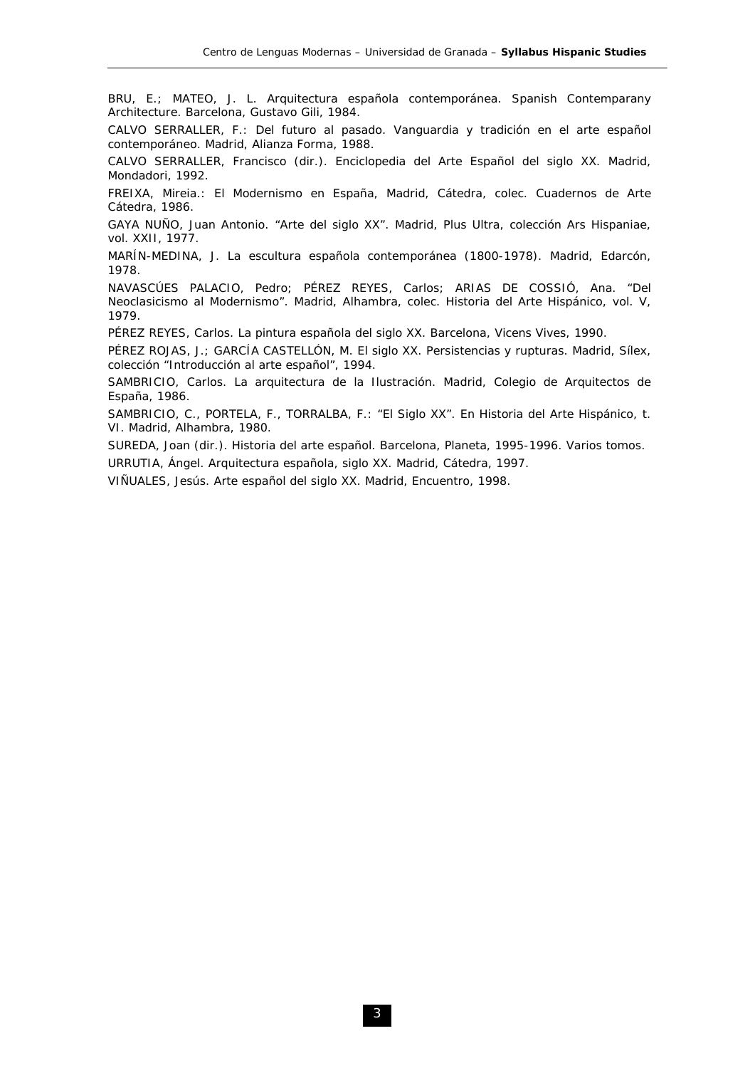BRU, E.; MATEO, J. L. Arquitectura española contemporánea. Spanish Contemparany Architecture. Barcelona, Gustavo Gili, 1984.

CALVO SERRALLER, F.: Del futuro al pasado. Vanguardia y tradición en el arte español contemporáneo. Madrid, Alianza Forma, 1988.

CALVO SERRALLER, Francisco (dir.). Enciclopedia del Arte Español del siglo XX. Madrid, Mondadori, 1992.

FREIXA, Mireia.: El Modernismo en España, Madrid, Cátedra, colec. Cuadernos de Arte Cátedra, 1986.

GAYA NUÑO, Juan Antonio. "Arte del siglo XX". Madrid, Plus Ultra, colección Ars Hispaniae, vol. XXII, 1977.

MARÍN-MEDINA, J. La escultura española contemporánea (1800-1978). Madrid, Edarcón, 1978.

NAVASCÚES PALACIO, Pedro; PÉREZ REYES, Carlos; ARIAS DE COSSIÓ, Ana. "Del Neoclasicismo al Modernismo". Madrid, Alhambra, colec. Historia del Arte Hispánico, vol. V, 1979.

PÉREZ REYES, Carlos. La pintura española del siglo XX. Barcelona, Vicens Vives, 1990.

PÉREZ ROJAS, J.; GARCÍA CASTELLÓN, M. El siglo XX. Persistencias y rupturas. Madrid, Sílex, colección "Introducción al arte español", 1994.

SAMBRICIO, Carlos. La arquitectura de la Ilustración. Madrid, Colegio de Arquitectos de España, 1986.

SAMBRICIO, C., PORTELA, F., TORRALBA, F.: "El Siglo XX". En Historia del Arte Hispánico, t. VI. Madrid, Alhambra, 1980.

SUREDA, Joan (dir.). Historia del arte español. Barcelona, Planeta, 1995-1996. Varios tomos.

URRUTIA, Ángel. Arquitectura española, siglo XX. Madrid, Cátedra, 1997.

VIÑUALES, Jesús. Arte español del siglo XX. Madrid, Encuentro, 1998.